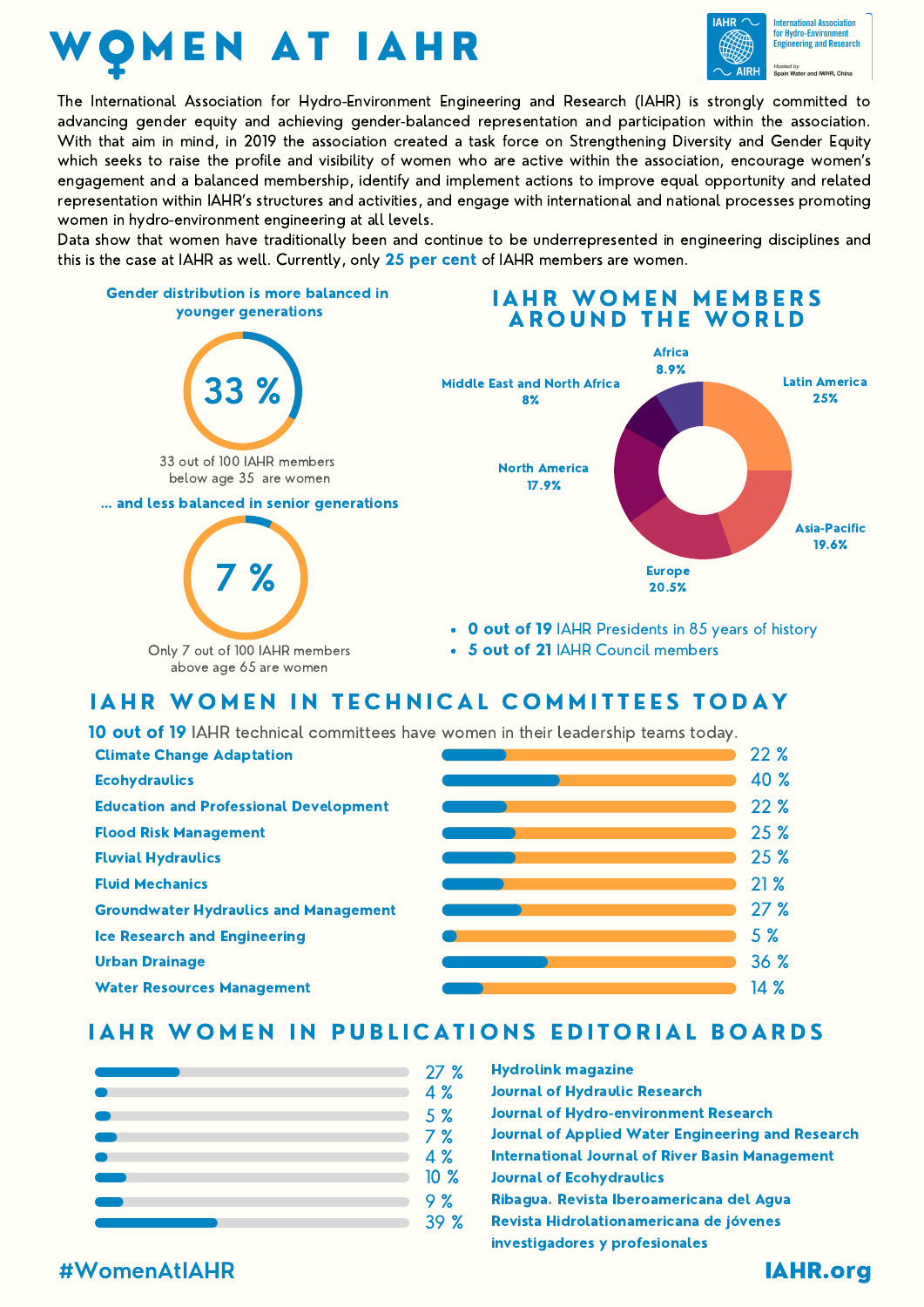# WOMEN AT IAHR

IAHR AIRH — International Association for Hydro-Environment Engineering and Research. Hosted by Spain Water and IWHR, China

The International Association for Hydro-Environment Engineering and Research (IAHR) is strongly committed to advancing gender equity and achieving gender-balanced representation and participation within the association. With that aim in mind, in 2019 the association created a task force on Strengthening Diversity and Gender Equity which seeks to raise the profile and visibility of women who are active within the association, encourage women's engagement and a balanced membership, identify and implement actions to improve equal opportunity and related representation within IAHR's structures and activities, and engage with international and national processes promoting women in hydro-environment engineering at all levels.

Data show that women have traditionally been and continue to be underrepresented in engineering disciplines and this is the case at IAHR as well. Currently, only **25 per cent** of IAHR members are women.

**Gender distribution is more balanced in younger generations**

**33 %**

33 out of 100 IAHR members below age 35 are women

**... and less balanced in senior generations**

**7 %**

Only 7 out of 100 IAHR members above age 65 are women

## IAHR WOMEN MEMBERS AROUND THE WORLD

| Region | Share |
|---|---|
| Latin America | 25% |
| Asia-Pacific | 19.6% |
| Europe | 20.5% |
| North America | 17.9% |
| Middle East and North Africa | 8% |
| Africa | 8.9% |

- **0 out of 19** IAHR Presidents in 85 years of history
- **5 out of 21** IAHR Council members

## IAHR WOMEN IN TECHNICAL COMMITTEES TODAY

**10 out of 19** IAHR technical committees have women in their leadership teams today.

| Technical committee | Women |
|---|---|
| Climate Change Adaptation | 22 % |
| Ecohydraulics | 40 % |
| Education and Professional Development | 22 % |
| Flood Risk Management | 25 % |
| Fluvial Hydraulics | 25 % |
| Fluid Mechanics | 21 % |
| Groundwater Hydraulics and Management | 27 % |
| Ice Research and Engineering | 5 % |
| Urban Drainage | 36 % |
| Water Resources Management | 14 % |

## IAHR WOMEN IN PUBLICATIONS EDITORIAL BOARDS

| Women | Publication |
|---|---|
| 27 % | Hydrolink magazine |
| 4 % | Journal of Hydraulic Research |
| 5 % | Journal of Hydro-environment Research |
| 7 % | Journal of Applied Water Engineering and Research |
| 4 % | International Journal of River Basin Management |
| 10 % | Journal of Ecohydraulics |
| 9 % | Ribagua. Revista Iberoamericana del Agua |
| 39 % | Revista Hidrolationamericana de jóvenes investigadores y profesionales |

#WomenAtIAHR

IAHR.org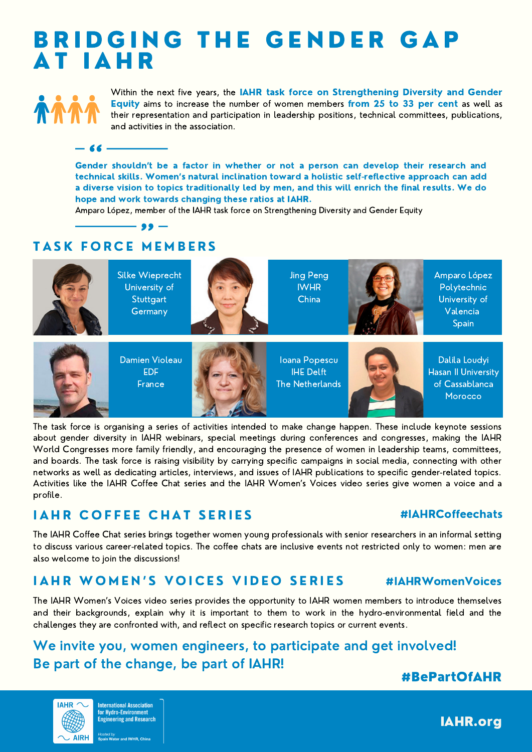# BRIDGING THE GENDER GAP AT IAHR

Within the next five years, the **IAHR task force on Strengthening Diversity and Gender Equity** aims to increase the number of women members **from 25 to 33 per cent** as well as their representation and participation in leadership positions, technical committees, publications, and activities in the association.

> **Gender shouldn't be a factor in whether or not a person can develop their research and technical skills. Women's natural inclination toward a holistic self-reflective approach can add a diverse vision to topics traditionally led by men, and this will enrich the final results. We do hope and work towards changing these ratios at IAHR.**
>
> Amparo López, member of the IAHR task force on Strengthening Diversity and Gender Equity

## TASK FORCE MEMBERS

- Silke Wieprecht, University of Stuttgart, Germany
- Jing Peng, IWHR, China
- Amparo López, Polytechnic University of Valencia, Spain
- Damien Violeau, EDF, France
- Ioana Popescu, IHE Delft, The Netherlands
- Dalila Loudyi, Hasan II University of Cassablanca, Morocco

The task force is organising a series of activities intended to make change happen. These include keynote sessions about gender diversity in IAHR webinars, special meetings during conferences and congresses, making the IAHR World Congresses more family friendly, and encouraging the presence of women in leadership teams, committees, and boards. The task force is raising visibility by carrying specific campaigns in social media, connecting with other networks as well as dedicating articles, interviews, and issues of IAHR publications to specific gender-related topics. Activities like the IAHR Coffee Chat series and the IAHR Women's Voices video series give women a voice and a profile.

## IAHR COFFEE CHAT SERIES

**#IAHRCoffeechats**

The IAHR Coffee Chat series brings together women young professionals with senior researchers in an informal setting to discuss various career-related topics. The coffee chats are inclusive events not restricted only to women: men are also welcome to join the discussions!

## IAHR WOMEN'S VOICES VIDEO SERIES

**#IAHRWomenVoices**

The IAHR Women's Voices video series provides the opportunity to IAHR women members to introduce themselves and their backgrounds, explain why it is important to them to work in the hydro-environmental field and the challenges they are confronted with, and reflect on specific research topics or current events.

**We invite you, women engineers, to participate and get involved!**
**Be part of the change, be part of IAHR!**

**#BePartOfAHR**

IAHR AIRH – International Association for Hydro-Environment Engineering and Research

Hosted by Spain Water and IWHR, China

**IAHR.org**